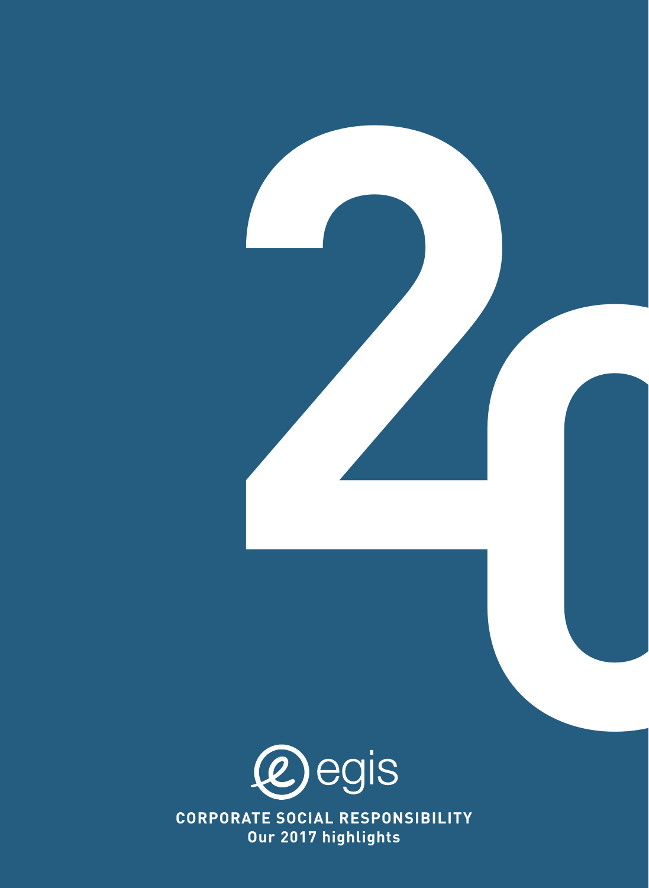20

egis

**CORPORATE SOCIAL RESPONSIBILITY**

**Our 2017 highlights**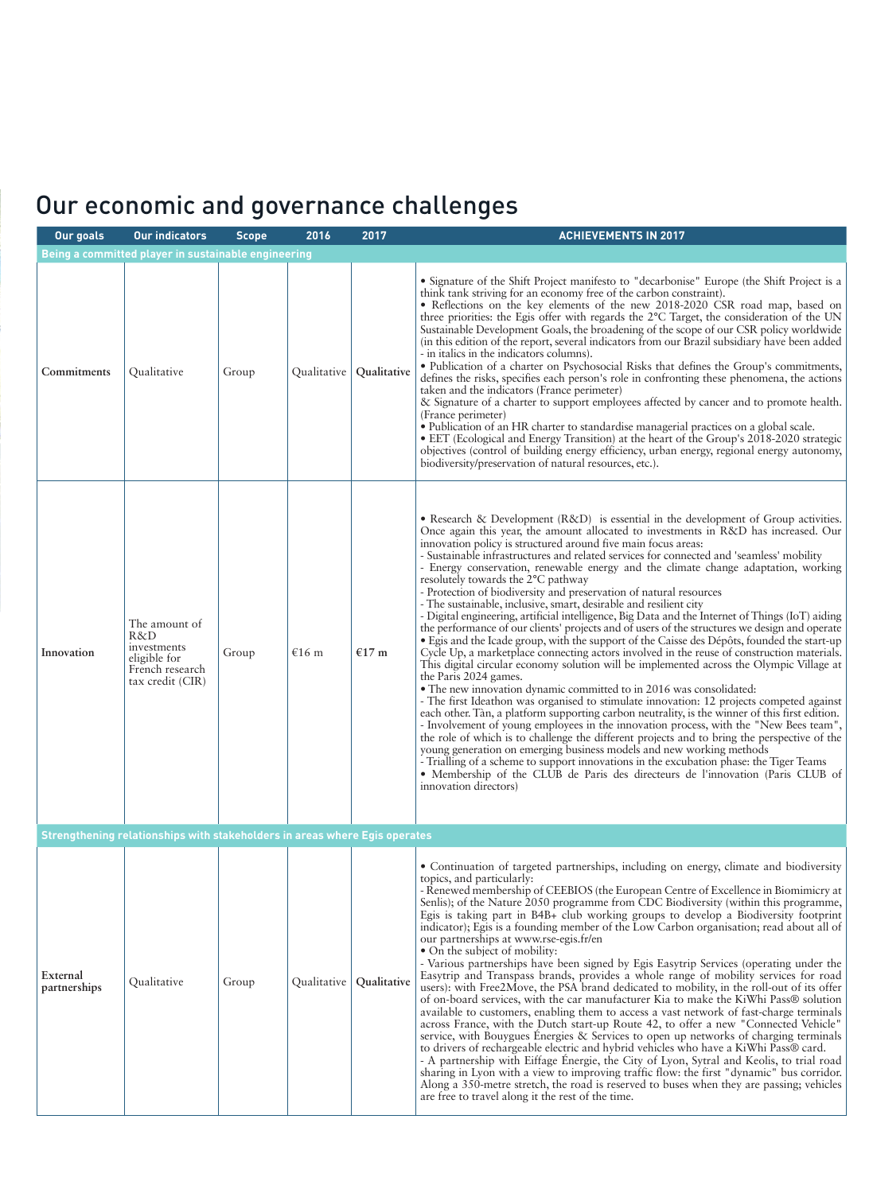# Our economic and governance challenges

| Our goals | Our indicators | Scope | 2016 | 2017 | ACHIEVEMENTS IN 2017 |
|---|---|---|---|---|---|
| **Being a committed player in sustainable engineering** | | | | | |
| Commitments | Qualitative | Group | Qualitative | **Qualitative** | • Signature of the Shift Project manifesto to "decarbonise" Europe (the Shift Project is a think tank striving for an economy free of the carbon constraint).<br>• Reflections on the key elements of the new 2018-2020 CSR road map, based on three priorities: the Egis offer with regards the 2°C Target, the consideration of the UN Sustainable Development Goals, the broadening of the scope of our CSR policy worldwide (in this edition of the report, several indicators from our Brazil subsidiary have been added - in italics in the indicators columns).<br>• Publication of a charter on Psychosocial Risks that defines the Group's commitments, defines the risks, specifies each person's role in confronting these phenomena, the actions taken and the indicators (France perimeter)<br>& Signature of a charter to support employees affected by cancer and to promote health. (France perimeter)<br>• Publication of an HR charter to standardise managerial practices on a global scale.<br>• EET (Ecological and Energy Transition) at the heart of the Group's 2018-2020 strategic objectives (control of building energy efficiency, urban energy, regional energy autonomy, biodiversity/preservation of natural resources, etc.). |
| Innovation | The amount of R&D investments eligible for French research tax credit (CIR) | Group | €16 m | **€17 m** | • Research & Development (R&D) is essential in the development of Group activities. Once again this year, the amount allocated to investments in R&D has increased. Our innovation policy is structured around five main focus areas:<br>- Sustainable infrastructures and related services for connected and 'seamless' mobility<br>- Energy conservation, renewable energy and the climate change adaptation, working resolutely towards the 2°C pathway<br>- Protection of biodiversity and preservation of natural resources<br>- The sustainable, inclusive, smart, desirable and resilient city<br>- Digital engineering, artificial intelligence, Big Data and the Internet of Things (IoT) aiding the performance of our clients' projects and of users of the structures we design and operate<br>• Egis and the Icade group, with the support of the Caisse des Dépôts, founded the start-up Cycle Up, a marketplace connecting actors involved in the reuse of construction materials. This digital circular economy solution will be implemented across the Olympic Village at the Paris 2024 games.<br>• The new innovation dynamic committed to in 2016 was consolidated:<br>- The first Ideathon was organised to stimulate innovation: 12 projects competed against each other. Tàn, a platform supporting carbon neutrality, is the winner of this first edition.<br>- Involvement of young employees in the innovation process, with the "New Bees team", the role of which is to challenge the different projects and to bring the perspective of the young generation on emerging business models and new working methods<br>- Trialling of a scheme to support innovations in the excubation phase: the Tiger Teams<br>• Membership of the CLUB de Paris des directeurs de l'innovation (Paris CLUB of innovation directors) |
| **Strengthening relationships with stakeholders in areas where Egis operates** | | | | | |
| External partnerships | Qualitative | Group | Qualitative | **Qualitative** | • Continuation of targeted partnerships, including on energy, climate and biodiversity topics, and particularly:<br>- Renewed membership of CEEBIOS (the European Centre of Excellence in Biomimicry at Senlis); of the Nature 2050 programme from CDC Biodiversity (within this programme, Egis is taking part in B4B+ club working groups to develop a Biodiversity footprint indicator); Egis is a founding member of the Low Carbon organisation; read about all of our partnerships at www.rse-egis.fr/en<br>• On the subject of mobility:<br>- Various partnerships have been signed by Egis Easytrip Services (operating under the Easytrip and Transpass brands, provides a whole range of mobility services for road users): with Free2Move, the PSA brand dedicated to mobility, in the roll-out of its offer of on-board services, with the car manufacturer Kia to make the KiWhi Pass® solution available to customers, enabling them to access a vast network of fast-charge terminals across France, with the Dutch start-up Route 42, to offer a new "Connected Vehicle" service, with Bouygues Énergies & Services to open up networks of charging terminals to drivers of rechargeable electric and hybrid vehicles who have a KiWhi Pass® card.<br>- A partnership with Eiffage Énergie, the City of Lyon, Sytral and Keolis, to trial road sharing in Lyon with a view to improving traffic flow: the first "dynamic" bus corridor. Along a 350-metre stretch, the road is reserved to buses when they are passing; vehicles are free to travel along it the rest of the time. |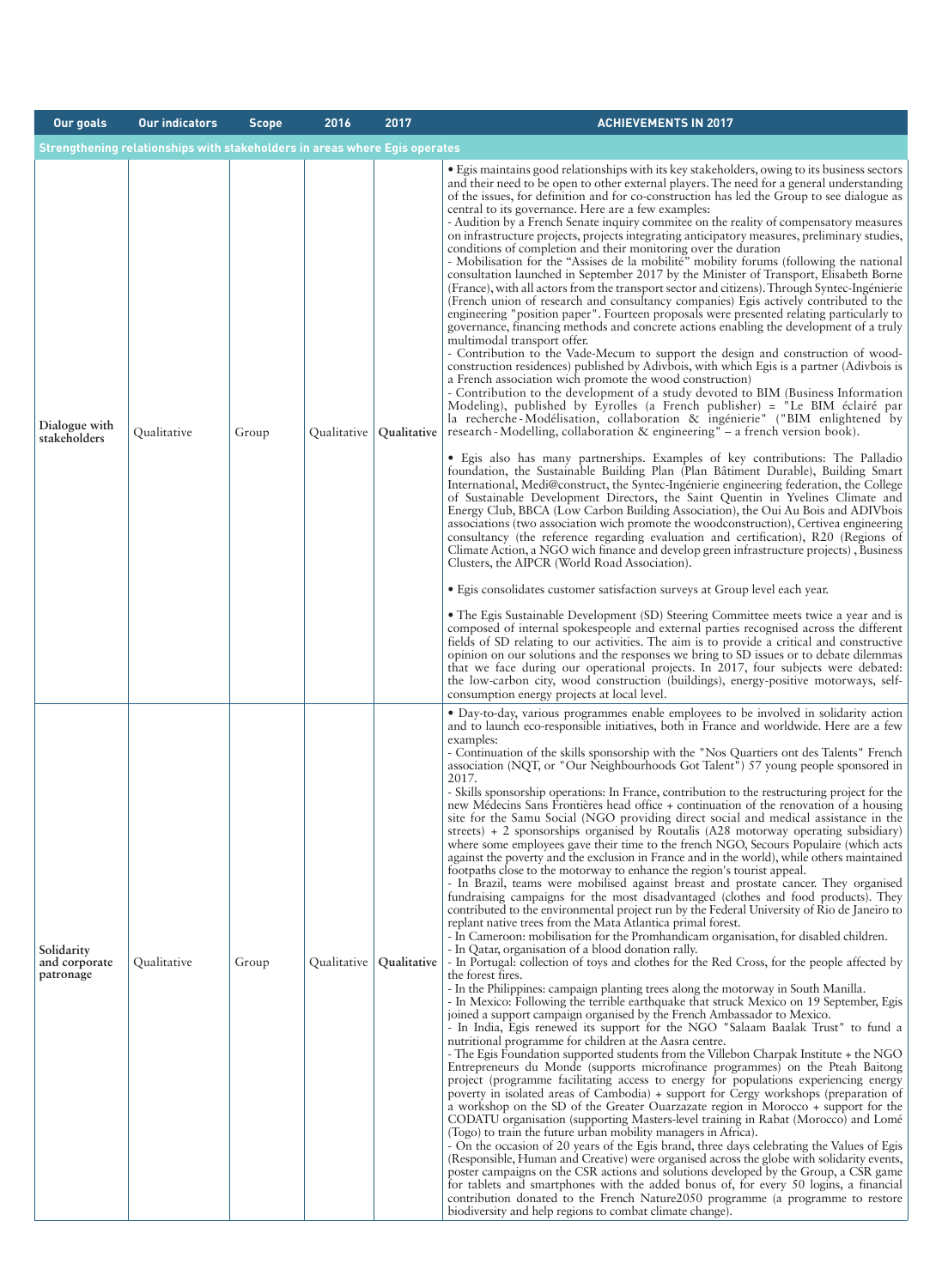| Our goals | Our indicators | Scope | 2016 | 2017 | ACHIEVEMENTS IN 2017 |
|---|---|---|---|---|---|
| **Strengthening relationships with stakeholders in areas where Egis operates** | | | | | |
| Dialogue with stakeholders | Qualitative | Group | Qualitative | **Qualitative** | • Egis maintains good relationships with its key stakeholders, owing to its business sectors and their need to be open to other external players. The need for a general understanding of the issues, for definition and for co-construction has led the Group to see dialogue as central to its governance. Here are a few examples:<br>- Audition by a French Senate inquiry commitee on the reality of compensatory measures on infrastructure projects, projects integrating anticipatory measures, preliminary studies, conditions of completion and their monitoring over the duration<br>- Mobilisation for the "Assises de la mobilité" mobility forums (following the national consultation launched in September 2017 by the Minister of Transport, Elisabeth Borne (France), with all actors from the transport sector and citizens). Through Syntec-Ingénierie (French union of research and consultancy companies) Egis actively contributed to the engineering "position paper". Fourteen proposals were presented relating particularly to governance, financing methods and concrete actions enabling the development of a truly multimodal transport offer.<br>- Contribution to the Vade-Mecum to support the design and construction of wood-construction residences) published by Adivbois, with which Egis is a partner (Adivbois is a French association wich promote the wood construction)<br>- Contribution to the development of a study devoted to BIM (Business Information Modeling), published by Eyrolles (a French publisher) = "Le BIM éclairé par la recherche - Modélisation, collaboration & ingénierie" ("BIM enlightened by research - Modelling, collaboration & engineering" – a french version book).<br><br>• Egis also has many partnerships. Examples of key contributions: The Palladio foundation, the Sustainable Building Plan (Plan Bâtiment Durable), Building Smart International, Medi@construct, the Syntec-Ingénierie engineering federation, the College of Sustainable Development Directors, the Saint Quentin in Yvelines Climate and Energy Club, BBCA (Low Carbon Building Association), the Oui Au Bois and ADIVbois associations (two association wich promote the woodconstruction), Certivea engineering consultancy (the reference regarding evaluation and certification), R20 (Regions of Climate Action, a NGO wich finance and develop green infrastructure projects) , Business Clusters, the AIPCR (World Road Association).<br><br>• Egis consolidates customer satisfaction surveys at Group level each year.<br><br>• The Egis Sustainable Development (SD) Steering Committee meets twice a year and is composed of internal spokespeople and external parties recognised across the different fields of SD relating to our activities. The aim is to provide a critical and constructive opinion on our solutions and the responses we bring to SD issues or to debate dilemmas that we face during our operational projects. In 2017, four subjects were debated: the low-carbon city, wood construction (buildings), energy-positive motorways, self-consumption energy projects at local level. |
| Solidarity and corporate patronage | Qualitative | Group | Qualitative | **Qualitative** | • Day-to-day, various programmes enable employees to be involved in solidarity action and to launch eco-responsible initiatives, both in France and worldwide. Here are a few examples:<br>- Continuation of the skills sponsorship with the "Nos Quartiers ont des Talents" French association (NQT, or "Our Neighbourhoods Got Talent") 57 young people sponsored in 2017.<br>- Skills sponsorship operations: In France, contribution to the restructuring project for the new Médecins Sans Frontières head office + continuation of the renovation of a housing site for the Samu Social (NGO providing direct social and medical assistance in the streets) + 2 sponsorships organised by Routalis (A28 motorway operating subsidiary) where some employees gave their time to the french NGO, Secours Populaire (which acts against the poverty and the exclusion in France and in the world), while others maintained footpaths close to the motorway to enhance the region's tourist appeal.<br>- In Brazil, teams were mobilised against breast and prostate cancer. They organised fundraising campaigns for the most disadvantaged (clothes and food products). They contributed to the environmental project run by the Federal University of Rio de Janeiro to replant native trees from the Mata Atlantica primal forest.<br>- In Cameroon: mobilisation for the Promhandicam organisation, for disabled children.<br>- In Qatar, organisation of a blood donation rally.<br>- In Portugal: collection of toys and clothes for the Red Cross, for the people affected by the forest fires.<br>- In the Philippines: campaign planting trees along the motorway in South Manilla.<br>- In Mexico: Following the terrible earthquake that struck Mexico on 19 September, Egis joined a support campaign organised by the French Ambassador to Mexico.<br>- In India, Egis renewed its support for the NGO "Salaam Baalak Trust" to fund a nutritional programme for children at the Aasra centre.<br>- The Egis Foundation supported students from the Villebon Charpak Institute + the NGO Entrepreneurs du Monde (supports microfinance programmes) on the Pteah Baitong project (programme facilitating access to energy for populations experiencing energy poverty in isolated areas of Cambodia) + support for Cergy workshops (preparation of a workshop on the SD of the Greater Ouarzazate region in Morocco + support for the CODATU organisation (supporting Masters-level training in Rabat (Morocco) and Lomé (Togo) to train the future urban mobility managers in Africa).<br>- On the occasion of 20 years of the Egis brand, three days celebrating the Values of Egis (Responsible, Human and Creative) were organised across the globe with solidarity events, poster campaigns on the CSR actions and solutions developed by the Group, a CSR game for tablets and smartphones with the added bonus of, for every 50 logins, a financial contribution donated to the French Nature2050 programme (a programme to restore biodiversity and help regions to combat climate change). |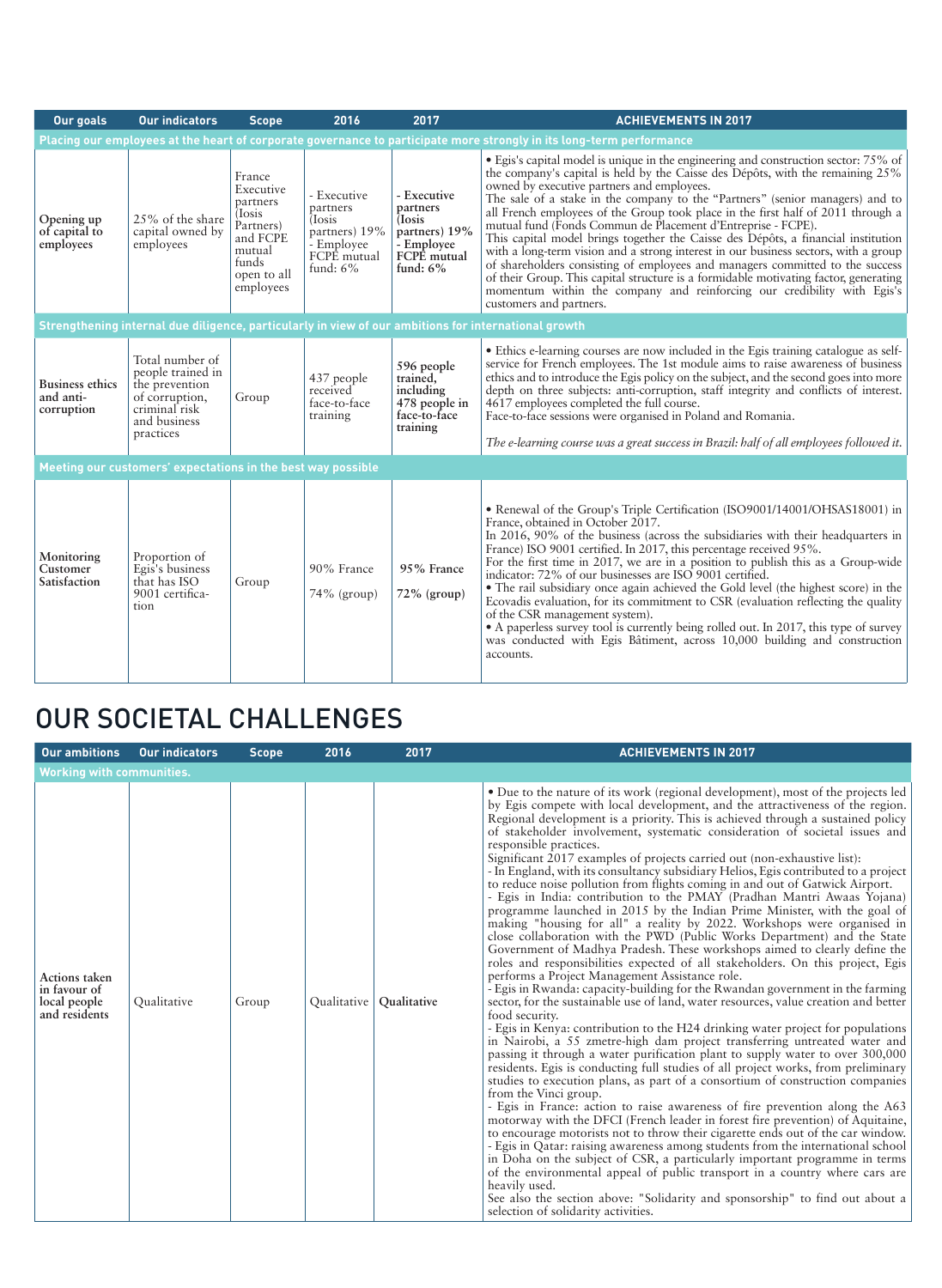| Our goals | Our indicators | Scope | 2016 | 2017 | ACHIEVEMENTS IN 2017 |
|---|---|---|---|---|---|
| **Placing our employees at the heart of corporate governance to participate more strongly in its long-term performance** | | | | | |
| Opening up of capital to employees | 25% of the share capital owned by employees | France Executive partners (Iosis Partners) and FCPE mutual funds open to all employees | - Executive partners (Iosis partners) 19% - Employee FCPE mutual fund: 6% | **- Executive partners (Iosis partners) 19% - Employee FCPE mutual fund: 6%** | • Egis's capital model is unique in the engineering and construction sector: 75% of the company's capital is held by the Caisse des Dépôts, with the remaining 25% owned by executive partners and employees.<br>The sale of a stake in the company to the "Partners" (senior managers) and to all French employees of the Group took place in the first half of 2011 through a mutual fund (Fonds Commun de Placement d'Entreprise - FCPE).<br>This capital model brings together the Caisse des Dépôts, a financial institution with a long-term vision and a strong interest in our business sectors, with a group of shareholders consisting of employees and managers committed to the success of their Group. This capital structure is a formidable motivating factor, generating momentum within the company and reinforcing our credibility with Egis's customers and partners. |
| **Strengthening internal due diligence, particularly in view of our ambitions for international growth** | | | | | |
| Business ethics and anti-corruption | Total number of people trained in the prevention of corruption, criminal risk and business practices | Group | 437 people received face-to-face training | **596 people trained, including 478 people in face-to-face training** | • Ethics e-learning courses are now included in the Egis training catalogue as self-service for French employees. The 1st module aims to raise awareness of business ethics and to introduce the Egis policy on the subject, and the second goes into more depth on three subjects: anti-corruption, staff integrity and conflicts of interest. 4617 employees completed the full course.<br>Face-to-face sessions were organised in Poland and Romania.<br>*The e-learning course was a great success in Brazil: half of all employees followed it.* |
| **Meeting our customers' expectations in the best way possible** | | | | | |
| Monitoring Customer Satisfaction | Proportion of Egis's business that has ISO 9001 certification | Group | 90% France<br>74% (group) | **95% France**<br>**72% (group)** | • Renewal of the Group's Triple Certification (ISO9001/14001/OHSAS18001) in France, obtained in October 2017.<br>In 2016, 90% of the business (across the subsidiaries with their headquarters in France) ISO 9001 certified. In 2017, this percentage received 95%.<br>For the first time in 2017, we are in a position to publish this as a Group-wide indicator: 72% of our businesses are ISO 9001 certified.<br>• The rail subsidiary once again achieved the Gold level (the highest score) in the Ecovadis evaluation, for its commitment to CSR (evaluation reflecting the quality of the CSR management system).<br>• A paperless survey tool is currently being rolled out. In 2017, this type of survey was conducted with Egis Bâtiment, across 10,000 building and construction accounts. |

# OUR SOCIETAL CHALLENGES

| Our ambitions | Our indicators | Scope | 2016 | 2017 | ACHIEVEMENTS IN 2017 |
|---|---|---|---|---|---|
| **Working with communities.** | | | | | |
| Actions taken in favour of local people and residents | Qualitative | Group | Qualitative | **Qualitative** | • Due to the nature of its work (regional development), most of the projects led by Egis compete with local development, and the attractiveness of the region. Regional development is a priority. This is achieved through a sustained policy of stakeholder involvement, systematic consideration of societal issues and responsible practices.<br>Significant 2017 examples of projects carried out (non-exhaustive list):<br>- In England, with its consultancy subsidiary Helios, Egis contributed to a project to reduce noise pollution from flights coming in and out of Gatwick Airport.<br>- Egis in India: contribution to the PMAY (Pradhan Mantri Awaas Yojana) programme launched in 2015 by the Indian Prime Minister, with the goal of making "housing for all" a reality by 2022. Workshops were organised in close collaboration with the PWD (Public Works Department) and the State Government of Madhya Pradesh. These workshops aimed to clearly define the roles and responsibilities expected of all stakeholders. On this project, Egis performs a Project Management Assistance role.<br>- Egis in Rwanda: capacity-building for the Rwandan government in the farming sector, for the sustainable use of land, water resources, value creation and better food security.<br>- Egis in Kenya: contribution to the H24 drinking water project for populations in Nairobi, a 55 zmetre-high dam project transferring untreated water and passing it through a water purification plant to supply water to over 300,000 residents. Egis is conducting full studies of all project works, from preliminary studies to execution plans, as part of a consortium of construction companies from the Vinci group.<br>- Egis in France: action to raise awareness of fire prevention along the A63 motorway with the DFCI (French leader in forest fire prevention) of Aquitaine, to encourage motorists not to throw their cigarette ends out of the car window.<br>- Egis in Qatar: raising awareness among students from the international school in Doha on the subject of CSR, a particularly important programme in terms of the environmental appeal of public transport in a country where cars are heavily used.<br>See also the section above: "Solidarity and sponsorship" to find out about a selection of solidarity activities. |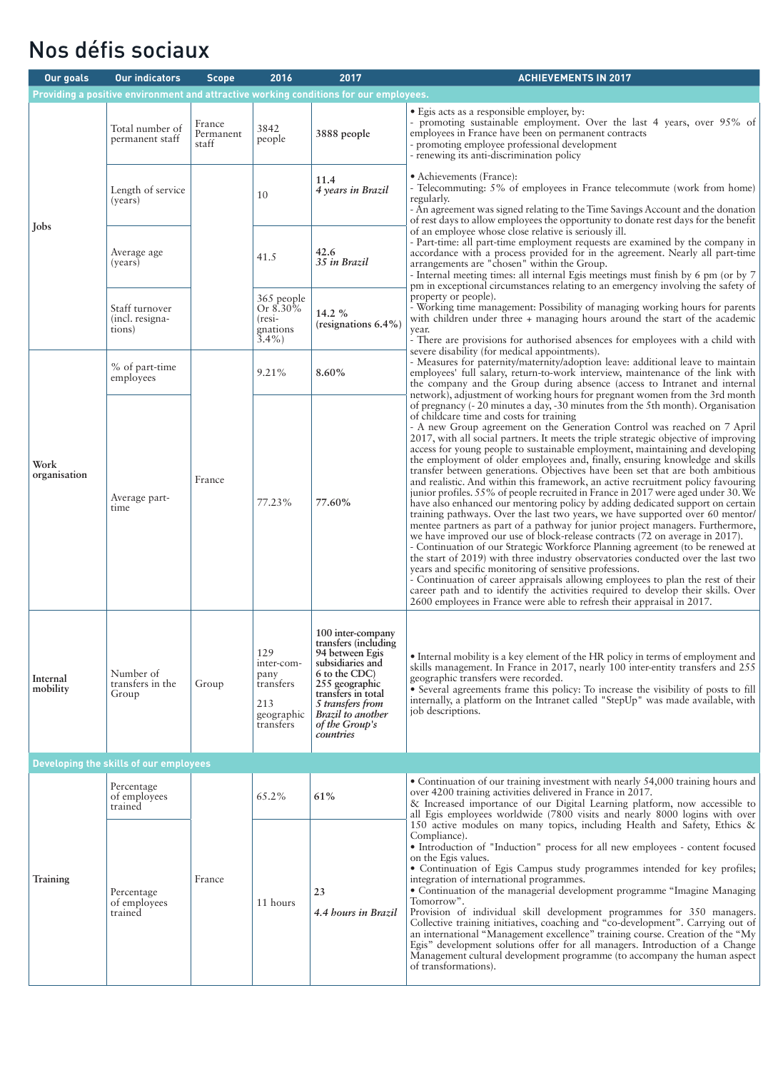# Nos défis sociaux

| Our goals | Our indicators | Scope | 2016 | 2017 | ACHIEVEMENTS IN 2017 |
|---|---|---|---|---|---|
| **Providing a positive environment and attractive working conditions for our employees.** | | | | | |
| **Jobs** | Total number of permanent staff | France Permanent staff | 3842 people | **3888 people** | • Egis acts as a responsible employer, by:<br>- promoting sustainable employment. Over the last 4 years, over 95% of employees in France have been on permanent contracts<br>- promoting employee professional development<br>- renewing its anti-discrimination policy |
| | Length of service (years) | | 10 | **11.4**<br>***4 years in Brazil*** | • Achievements (France):<br>- Telecommuting: 5% of employees in France telecommute (work from home) regularly.<br>- An agreement was signed relating to the Time Savings Account and the donation of rest days to allow employees the opportunity to donate rest days for the benefit of an employee whose close relative is seriously ill.<br>- Part-time: all part-time employment requests are examined by the company in accordance with a process provided for in the agreement. Nearly all part-time arrangements are "chosen" within the Group.<br>- Internal meeting times: all internal Egis meetings must finish by 6 pm (or by 7 pm in exceptional circumstances relating to an emergency involving the safety of property or people).<br>- Working time management: Possibility of managing working hours for parents with children under three + managing hours around the start of the academic year.<br>- There are provisions for authorised absences for employees with a child with severe disability (for medical appointments).<br>- Measures for paternity/maternity/adoption leave: additional leave to maintain employees' full salary, return-to-work interview, maintenance of the link with the company and the Group during absence (access to Intranet and internal network), adjustment of working hours for pregnant women from the 3rd month of pregnancy (- 20 minutes a day, -30 minutes from the 5th month). Organisation of childcare time and costs for training<br>- A new Group agreement on the Generation Control was reached on 7 April 2017, with all social partners. It meets the triple strategic objective of improving access for young people to sustainable employment, maintaining and developing the employment of older employees and, finally, ensuring knowledge and skills transfer between generations. Objectives have been set that are both ambitious and realistic. And within this framework, an active recruitment policy favouring junior profiles. 55% of people recruited in France in 2017 were aged under 30. We have also enhanced our mentoring policy by adding dedicated support on certain training pathways. Over the last two years, we have supported over 60 mentor/mentee partners as part of a pathway for junior project managers. Furthermore, we have improved our use of block-release contracts (72 on average in 2017).<br>- Continuation of our Strategic Workforce Planning agreement (to be renewed at the start of 2019) with three industry observatories conducted over the last two years and specific monitoring of sensitive professions.<br>- Continuation of career appraisals allowing employees to plan the rest of their career path and to identify the activities required to develop their skills. Over 2600 employees in France were able to refresh their appraisal in 2017. |
| | Average age (years) | | 41.5 | **42.6**<br>***35 in Brazil*** | |
| | Staff turnover (incl. resignations) | | 365 people Or 8.30% (resignations 3.4%) | **14.2 % (resignations 6.4%)** | |
| **Work organisation** | % of part-time employees | France | 9.21% | **8.60%** | |
| | Average part-time | | 77.23% | **77.60%** | |
| **Internal mobility** | Number of transfers in the Group | Group | 129 inter-company transfers<br>213 geographic transfers | **100 inter-company transfers (including 94 between Egis subsidiaries and 6 to the CDC)**<br>**255 geographic transfers in total**<br>***5 transfers from Brazil to another of the Group's countries*** | • Internal mobility is a key element of the HR policy in terms of employment and skills management. In France in 2017, nearly 100 inter-entity transfers and 255 geographic transfers were recorded.<br>• Several agreements frame this policy: To increase the visibility of posts to fill internally, a platform on the Intranet called "StepUp" was made available, with job descriptions. |
| **Developing the skills of our employees** | | | | | |
| **Training** | Percentage of employees trained | France | 65.2% | **61%** | • Continuation of our training investment with nearly 54,000 training hours and over 4200 training activities delivered in France in 2017.<br>& Increased importance of our Digital Learning platform, now accessible to all Egis employees worldwide (7800 visits and nearly 8000 logins with over 150 active modules on many topics, including Health and Safety, Ethics & Compliance).<br>• Introduction of "Induction" process for all new employees - content focused on the Egis values.<br>• Continuation of Egis Campus study programmes intended for key profiles; integration of international programmes.<br>• Continuation of the managerial development programme "Imagine Managing Tomorrow".<br>Provision of individual skill development programmes for 350 managers. Collective training initiatives, coaching and "co-development". Carrying out of an international "Management excellence" training course. Creation of the "My Egis" development solutions offer for all managers. Introduction of a Change Management cultural development programme (to accompany the human aspect of transformations). |
| | Percentage of employees trained | | 11 hours | **23**<br>***4.4 hours in Brazil*** | |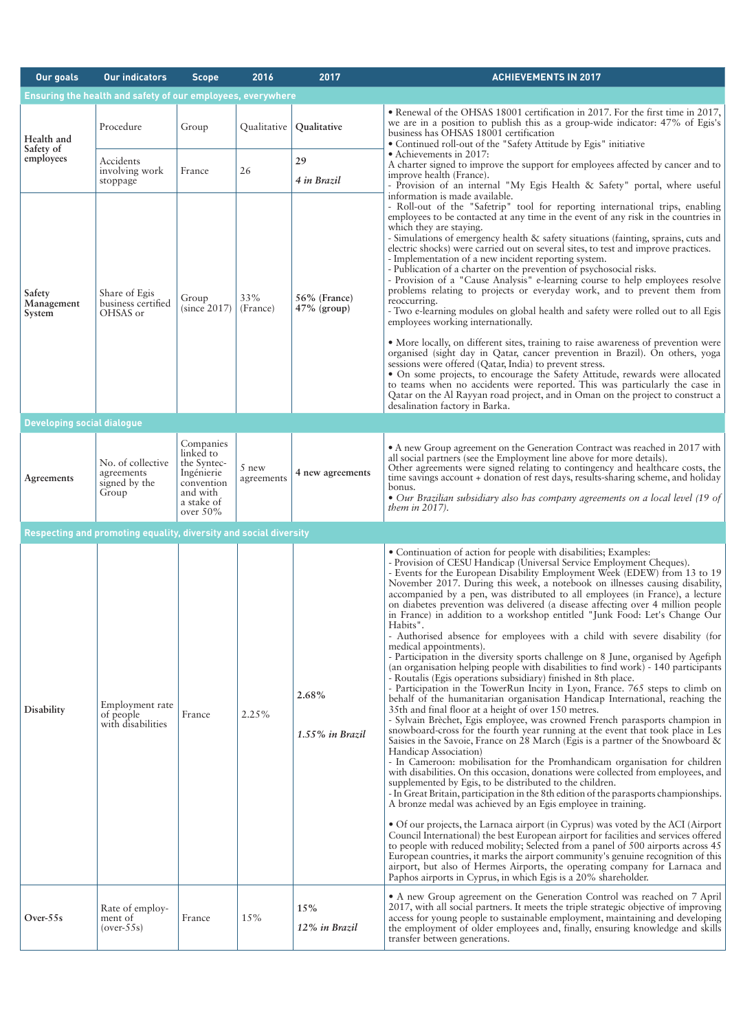| Our goals | Our indicators | Scope | 2016 | 2017 | ACHIEVEMENTS IN 2017 |
|---|---|---|---|---|---|
| **Ensuring the health and safety of our employees, everywhere** | | | | | |
| Health and Safety of employees | Procedure | Group | Qualitative | **Qualitative** | • Renewal of the OHSAS 18001 certification in 2017. For the first time in 2017, we are in a position to publish this as a group-wide indicator: 47% of Egis's business has OHSAS 18001 certification<br>• Continued roll-out of the "Safety Attitude by Egis" initiative<br>• Achievements in 2017:<br>A charter signed to improve the support for employees affected by cancer and to improve health (France).<br>- Provision of an internal "My Egis Health & Safety" portal, where useful information is made available.<br>- Roll-out of the "Safetrip" tool for reporting international trips, enabling employees to be contacted at any time in the event of any risk in the countries in which they are staying.<br>- Simulations of emergency health & safety situations (fainting, sprains, cuts and electric shocks) were carried out on several sites, to test and improve practices.<br>- Implementation of a new incident reporting system.<br>- Publication of a charter on the prevention of psychosocial risks.<br>- Provision of a "Cause Analysis" e-learning course to help employees resolve problems relating to projects or everyday work, and to prevent them from reoccurring.<br>- Two e-learning modules on global health and safety were rolled out to all Egis employees working internationally.<br><br>• More locally, on different sites, training to raise awareness of prevention were organised (sight day in Qatar, cancer prevention in Brazil). On others, yoga sessions were offered (Qatar, India) to prevent stress.<br>• On some projects, to encourage the Safety Attitude, rewards were allocated to teams when no accidents were reported. This was particularly the case in Qatar on the Al Rayyan road project, and in Oman on the project to construct a desalination factory in Barka. |
| | Accidents involving work stoppage | France | 26 | **29**<br>*4 in Brazil* | |
| Safety Management System | Share of Egis business certified OHSAS or | Group (since 2017) | 33% (France) | **56% (France)**<br>**47% (group)** | |
| **Developing social dialogue** | | | | | |
| Agreements | No. of collective agreements signed by the Group | Companies linked to the Syntec-Ingénierie convention and with a stake of over 50% | 5 new agreements | **4 new agreements** | • A new Group agreement on the Generation Contract was reached in 2017 with all social partners (see the Employment line above for more details).<br>Other agreements were signed relating to contingency and healthcare costs, the time savings account + donation of rest days, results-sharing scheme, and holiday bonus.<br>• *Our Brazilian subsidiary also has company agreements on a local level (19 of them in 2017).* |
| **Respecting and promoting equality, diversity and social diversity** | | | | | |
| Disability | Employment rate of people with disabilities | France | 2.25% | **2.68%**<br>*1.55% in Brazil* | • Continuation of action for people with disabilities; Examples:<br>- Provision of CESU Handicap (Universal Service Employment Cheques).<br>- Events for the European Disability Employment Week (EDEW) from 13 to 19 November 2017. During this week, a notebook on illnesses causing disability, accompanied by a pen, was distributed to all employees (in France), a lecture on diabetes prevention was delivered (a disease affecting over 4 million people in France) in addition to a workshop entitled "Junk Food: Let's Change Our Habits".<br>- Authorised absence for employees with a child with severe disability (for medical appointments).<br>- Participation in the diversity sports challenge on 8 June, organised by Agefiph (an organisation helping people with disabilities to find work) - 140 participants - Routalis (Egis operations subsidiary) finished in 8th place.<br>- Participation in the TowerRun Incity in Lyon, France. 765 steps to climb on behalf of the humanitarian organisation Handicap International, reaching the 35th and final floor at a height of over 150 metres.<br>- Sylvain Brèchet, Egis employee, was crowned French parasports champion in snowboard-cross for the fourth year running at the event that took place in Les Saisies in the Savoie, France on 28 March (Egis is a partner of the Snowboard & Handicap Association)<br>- In Cameroon: mobilisation for the Promhandicam organisation for children with disabilities. On this occasion, donations were collected from employees, and supplemented by Egis, to be distributed to the children.<br>- In Great Britain, participation in the 8th edition of the parasports championships. A bronze medal was achieved by an Egis employee in training.<br><br>• Of our projects, the Larnaca airport (in Cyprus) was voted by the ACI (Airport Council International) the best European airport for facilities and services offered to people with reduced mobility; Selected from a panel of 500 airports across 45 European countries, it marks the airport community's genuine recognition of this airport, but also of Hermes Airports, the operating company for Larnaca and Paphos airports in Cyprus, in which Egis is a 20% shareholder. |
| Over-55s | Rate of employment of (over-55s) | France | 15% | **15%**<br>*12% in Brazil* | • A new Group agreement on the Generation Control was reached on 7 April 2017, with all social partners. It meets the triple strategic objective of improving access for young people to sustainable employment, maintaining and developing the employment of older employees and, finally, ensuring knowledge and skills transfer between generations. |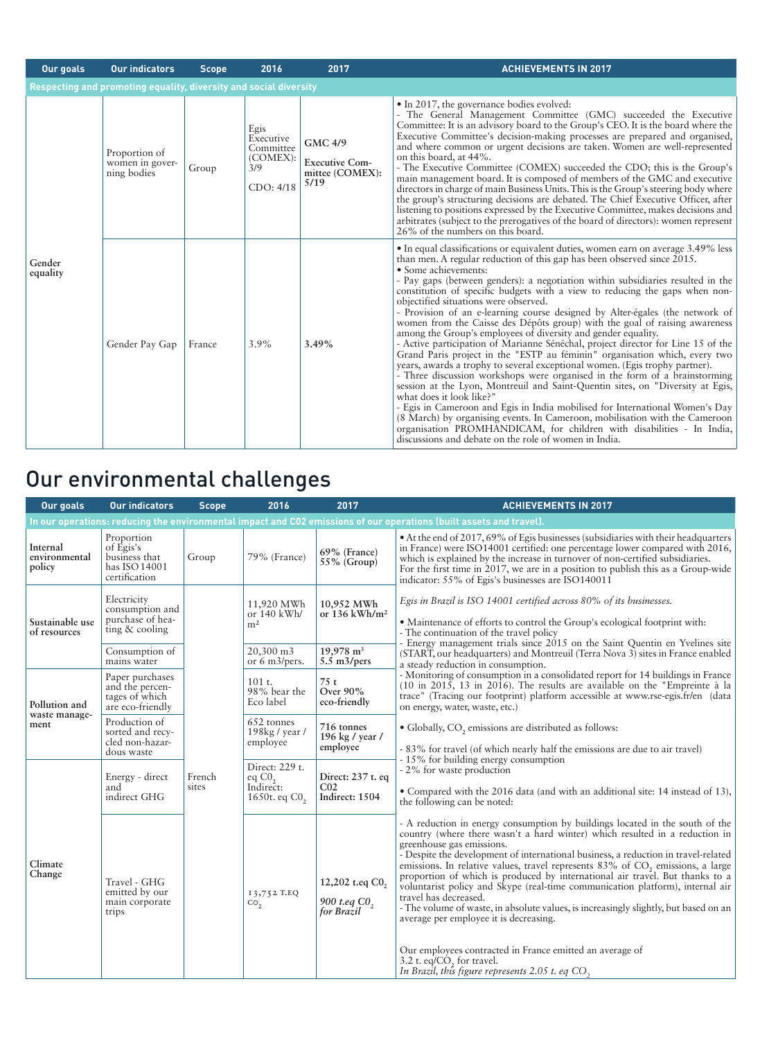| Our goals | Our indicators | Scope | 2016 | 2017 | ACHIEVEMENTS IN 2017 |
|---|---|---|---|---|---|
| **Respecting and promoting equality, diversity and social diversity** | | | | | |
| Gender equality | Proportion of women in governing bodies | Group | Egis Executive Committee (COMEX): 3/9<br><br>CDO: 4/18 | **GMC 4/9**<br><br>**Executive Committee (COMEX): 5/19** | • In 2017, the governance bodies evolved:<br>- The General Management Committee (GMC) succeeded the Executive Committee: It is an advisory board to the Group's CEO. It is the board where the Executive Committee's decision-making processes are prepared and organised, and where common or urgent decisions are taken. Women are well-represented on this board, at 44%.<br>- The Executive Committee (COMEX) succeeded the CDO; this is the Group's main management board. It is composed of members of the GMC and executive directors in charge of main Business Units. This is the Group's steering body where the group's structuring decisions are debated. The Chief Executive Officer, after listening to positions expressed by the Executive Committee, makes decisions and arbitrates (subject to the prerogatives of the board of directors): women represent 26% of the numbers on this board. |
| | Gender Pay Gap | France | 3.9% | **3.49%** | • In equal classifications or equivalent duties, women earn on average 3.49% less than men. A regular reduction of this gap has been observed since 2015.<br>• Some achievements:<br>- Pay gaps (between genders): a negotiation within subsidiaries resulted in the constitution of specific budgets with a view to reducing the gaps when non-objectified situations were observed.<br>- Provision of an e-learning course designed by Alter-égales (the network of women from the Caisse des Dépôts group) with the goal of raising awareness among the Group's employees of diversity and gender equality.<br>- Active participation of Marianne Sénéchal, project director for Line 15 of the Grand Paris project in the "ESTP au féminin" organisation which, every two years, awards a trophy to several exceptional women. (Egis trophy partner).<br>- Three discussion workshops were organised in the form of a brainstorming session at the Lyon, Montreuil and Saint-Quentin sites, on "Diversity at Egis, what does it look like?"<br>- Egis in Cameroon and Egis in India mobilised for International Women's Day (8 March) by organising events. In Cameroon, mobilisation with the Cameroon organisation PROMHANDICAM, for children with disabilities - In India, discussions and debate on the role of women in India. |

# Our environmental challenges

| Our goals | Our indicators | Scope | 2016 | 2017 | ACHIEVEMENTS IN 2017 |
|---|---|---|---|---|---|
| **In our operations: reducing the environmental impact and C02 emissions of our operations (built assets and travel).** | | | | | |
| Internal environmental policy | Proportion of Egis's business that has ISO 14001 certification | Group | 79% (France) | **69% (France)**<br>**55% (Group)** | • At the end of 2017, 69% of Egis businesses (subsidiaries with their headquarters in France) were ISO14001 certified: one percentage lower compared with 2016, which is explained by the increase in turnover of non-certified subsidiaries.<br>For the first time in 2017, we are in a position to publish this as a Group-wide indicator: 55% of Egis's businesses are ISO140011 |
| Sustainable use of resources | Electricity consumption and purchase of heating & cooling | French sites | 11,920 MWh or 140 kWh/$m^2$ | **10,952 MWh or 136 kWh/$m^2$** | *Egis in Brazil is ISO 14001 certified across 80% of its businesses.*<br><br>• Maintenance of efforts to control the Group's ecological footprint with:<br>- The continuation of the travel policy<br>- Energy management trials since 2015 on the Saint Quentin en Yvelines site (START, our headquarters) and Montreuil (Terra Nova 3) sites in France enabled a steady reduction in consumption.<br>- Monitoring of consumption in a consolidated report for 14 buildings in France (10 in 2015, 13 in 2016). The results are available on the "Empreinte à la trace" (Tracing our footprint) platform accessible at www.rse-egis.fr/en (data on energy, water, waste, etc.)<br><br>• Globally, $CO_2$ emissions are distributed as follows:<br><br>- 83% for travel (of which nearly half the emissions are due to air travel)<br>- 15% for building energy consumption<br>- 2% for waste production<br><br>• Compared with the 2016 data (and with an additional site: 14 instead of 13), the following can be noted:<br><br>- A reduction in energy consumption by buildings located in the south of the country (where there wasn't a hard winter) which resulted in a reduction in greenhouse gas emissions.<br>- Despite the development of international business, a reduction in travel-related emissions. In relative values, travel represents 83% of $CO_2$ emissions, a large proportion of which is produced by international air travel. But thanks to a voluntarist policy and Skype (real-time communication platform), internal air travel has decreased.<br>- The volume of waste, in absolute values, is increasingly slightly, but based on an average per employee it is decreasing.<br><br>Our employees contracted in France emitted an average of 3.2 t. eq/$CO_2$ for travel.<br>*In Brazil, this figure represents 2.05 t. eq $CO_2$* |
| | Consumption of mains water | | 20,300 m3 or 6 m3/pers. | **19,978 $m^3$**<br>**5.5 m3/pers** | |
| Pollution and waste management | Paper purchases and the percentages of which are eco-friendly | | 101 t.<br>98% bear the Eco label | **75 t**<br>**Over 90% eco-friendly** | |
| | Production of sorted and recycled non-hazardous waste | | 652 tonnes<br>198kg / year / employee | **716 tonnes**<br>**196 kg / year / employee** | |
| Climate Change | Energy - direct and indirect GHG | | Direct: 229 t. eq $CO_2$<br>Indirect: 1650t. eq $CO_2$ | **Direct: 237 t. eq C02**<br>**Indirect: 1504** | |
| | Travel - GHG emitted by our main corporate trips | | 13,752 T.EQ $CO_2$ | **12,202 t.eq $CO_2$**<br><br>***900 t.eq $CO_2$ for Brazil*** | |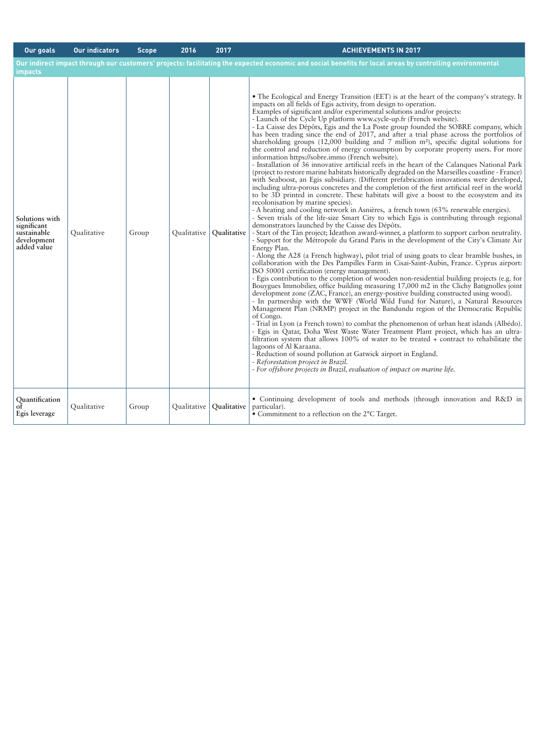| Our goals | Our indicators | Scope | 2016 | 2017 | ACHIEVEMENTS IN 2017 |
|---|---|---|---|---|---|
| **Our indirect impact through our customers' projects: facilitating the expected economic and social benefits for local areas by controlling environmental impacts** | | | | | |
| **Solutions with significant sustainable development added value** | Qualitative | Group | Qualitative | **Qualitative** | • The Ecological and Energy Transition (EET) is at the heart of the company's strategy. It impacts on all fields of Egis activity, from design to operation.<br>Examples of significant and/or experimental solutions and/or projects:<br>- Launch of the Cycle Up platform www.cycle-up.fr (French website).<br>- La Caisse des Dépôts, Egis and the La Poste group founded the SOBRE company, which has been trading since the end of 2017, and after a trial phase across the portfolios of shareholding groups (12,000 building and 7 million m²), specific digital solutions for the control and reduction of energy consumption by corporate property users. For more information https://sobre.immo (French website).<br>- Installation of 36 innovative artificial reefs in the heart of the Calanques National Park (project to restore marine habitats historically degraded on the Marseilles coastline - France) with Seaboost, an Egis subsidiary. (Different prefabrication innovations were developed, including ultra-porous concretes and the completion of the first artificial reef in the world to be 3D printed in concrete. These habitats will give a boost to the ecosystem and its recolonisation by marine species).<br>- A heating and cooling network in Asnières, a french town (63% renewable energies).<br>- Seven trials of the life-size Smart City to which Egis is contributing through regional demonstrators launched by the Caisse des Dépôts.<br>- Start of the Tàn project; Ideathon award-winner, a platform to support carbon neutrality.<br>- Support for the Métropole du Grand Paris in the development of the City's Climate Air Energy Plan.<br>- Along the A28 (a French highway), pilot trial of using goats to clear bramble bushes, in collaboration with the Des Pampilles Farm in Cisai-Saint-Aubin, France. Cyprus airport: ISO 50001 certification (energy management).<br>- Egis contribution to the completion of wooden non-residential building projects (e.g. for Bouygues Immobilier, office building measuring 17,000 m2 in the Clichy Batignolles joint development zone (ZAC, France), an energy-positive building constructed using wood).<br>- In partnership with the WWF (World Wild Fund for Nature), a Natural Resources Management Plan (NRMP) project in the Bandundu region of the Democratic Republic of Congo.<br>- Trial in Lyon (a French town) to combat the phenomenon of urban heat islands (Albédo).<br>- Egis in Qatar, Doha West Waste Water Treatment Plant project, which has an ultra-filtration system that allows 100% of water to be treated + contract to rehabilitate the lagoons of Al Karaana.<br>- Reduction of sound pollution at Gatwick airport in England.<br>*- Reforestation project in Brazil.*<br>*- For offshore projects in Brazil, evaluation of impact on marine life.* |
| **Quantification of Egis leverage** | Qualitative | Group | Qualitative | **Qualitative** | • Continuing development of tools and methods (through innovation and R&D in particular).<br>• Commitment to a reflection on the 2°C Target. |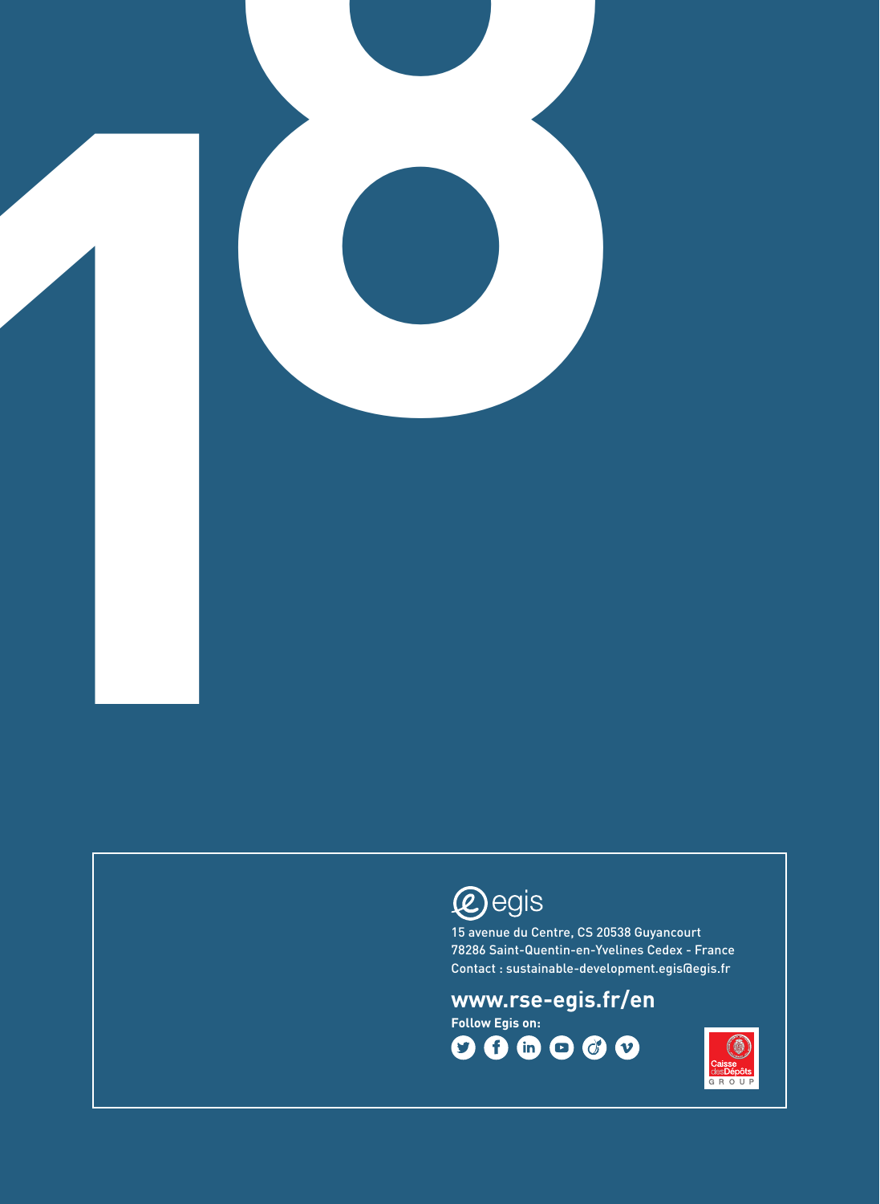18

egis

15 avenue du Centre, CS 20538 Guyancourt
78286 Saint-Quentin-en-Yvelines Cedex - France
Contact : sustainable-development.egis@egis.fr

**www.rse-egis.fr/en**

**Follow Egis on:**

Caisse des Dépôts GROUP